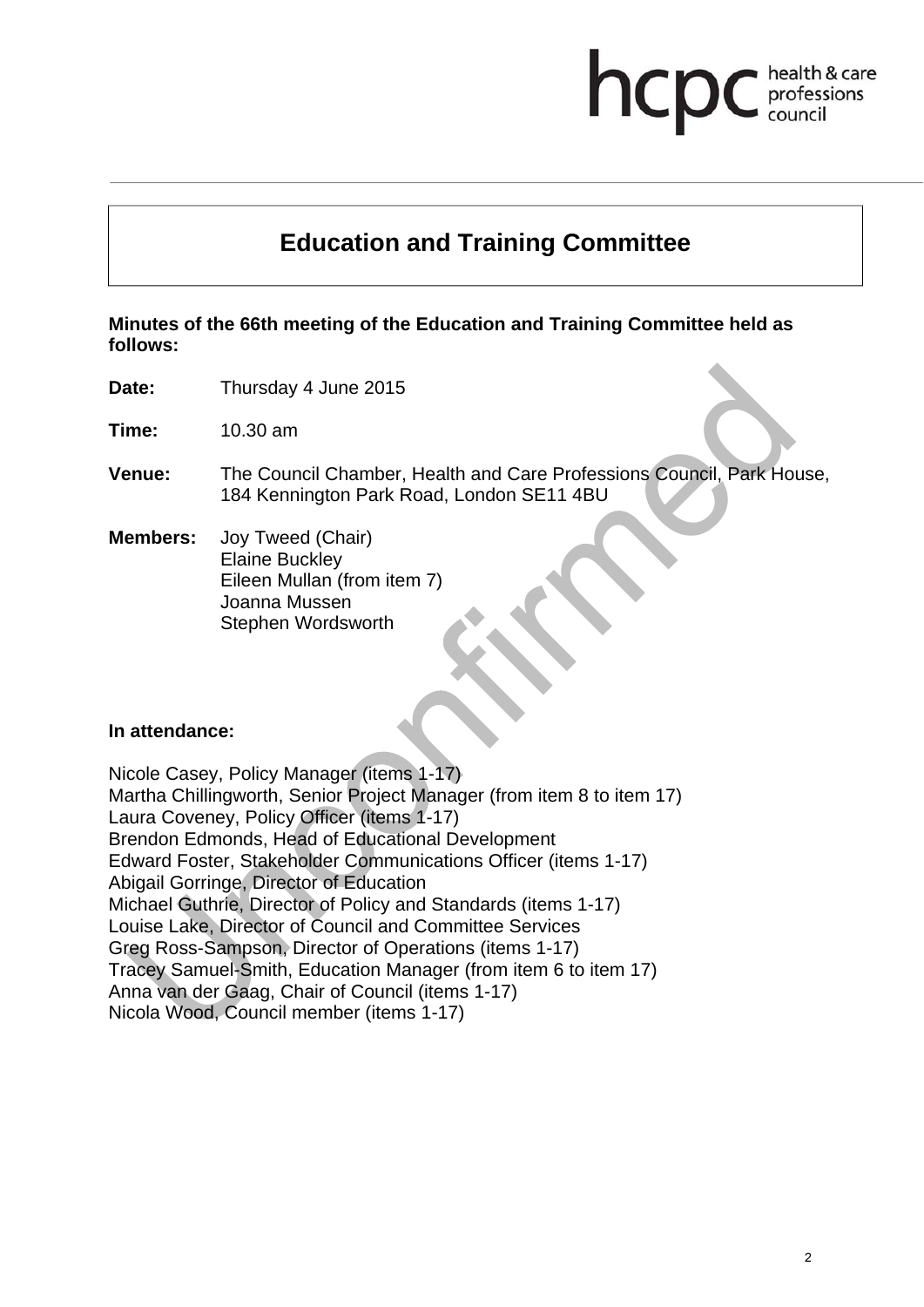# Education and Training Committee

**Minutes of the 66th meeting of the Education and Training Committee held as follows:**

**Date:** Thursday 4 June 2015

**Time:** 10.30 am

**Venue:** The Council Chamber, Health and Care Professions Council, Park House, 184 Kennington Park Road, London SE11 4BU

**Members:** Joy Tweed (Chair)
Elaine Buckley
Eileen Mullan (from item 7)
Joanna Mussen
Stephen Wordsworth

**In attendance:**

Nicole Casey, Policy Manager (items 1-17)
Martha Chillingworth, Senior Project Manager (from item 8 to item 17)
Laura Coveney, Policy Officer (items 1-17)
Brendon Edmonds, Head of Educational Development
Edward Foster, Stakeholder Communications Officer (items 1-17)
Abigail Gorringe, Director of Education
Michael Guthrie, Director of Policy and Standards (items 1-17)
Louise Lake, Director of Council and Committee Services
Greg Ross-Sampson, Director of Operations (items 1-17)
Tracey Samuel-Smith, Education Manager (from item 6 to item 17)
Anna van der Gaag, Chair of Council (items 1-17)
Nicola Wood, Council member (items 1-17)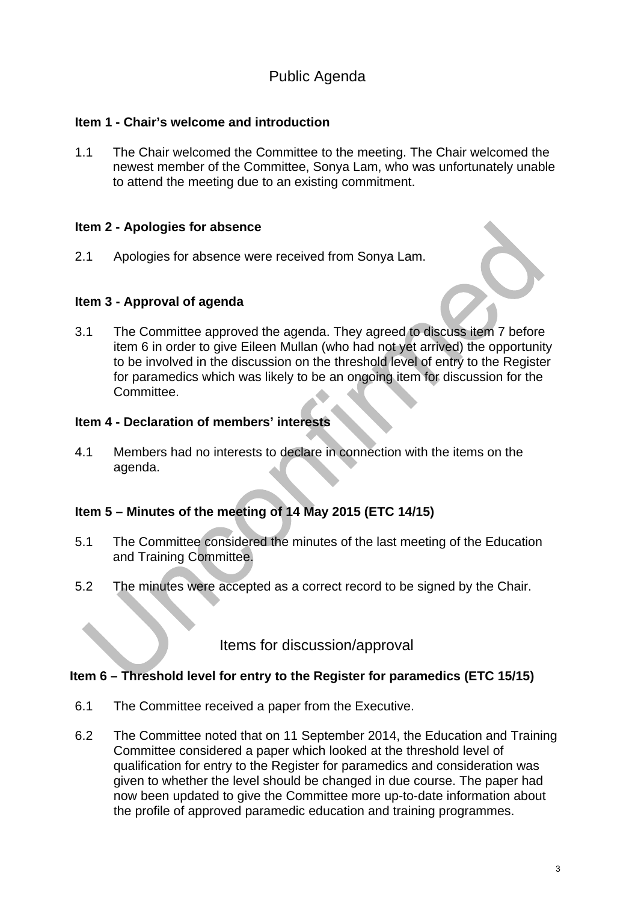## Public Agenda

### Item 1 - Chair's welcome and introduction

1.1 The Chair welcomed the Committee to the meeting. The Chair welcomed the newest member of the Committee, Sonya Lam, who was unfortunately unable to attend the meeting due to an existing commitment.

### Item 2 - Apologies for absence

2.1 Apologies for absence were received from Sonya Lam.

### Item 3 - Approval of agenda

3.1 The Committee approved the agenda. They agreed to discuss item 7 before item 6 in order to give Eileen Mullan (who had not yet arrived) the opportunity to be involved in the discussion on the threshold level of entry to the Register for paramedics which was likely to be an ongoing item for discussion for the Committee.

### Item 4 - Declaration of members' interests

4.1 Members had no interests to declare in connection with the items on the agenda.

### Item 5 – Minutes of the meeting of 14 May 2015 (ETC 14/15)

5.1 The Committee considered the minutes of the last meeting of the Education and Training Committee.

5.2 The minutes were accepted as a correct record to be signed by the Chair.

## Items for discussion/approval

### Item 6 – Threshold level for entry to the Register for paramedics (ETC 15/15)

6.1 The Committee received a paper from the Executive.

6.2 The Committee noted that on 11 September 2014, the Education and Training Committee considered a paper which looked at the threshold level of qualification for entry to the Register for paramedics and consideration was given to whether the level should be changed in due course. The paper had now been updated to give the Committee more up-to-date information about the profile of approved paramedic education and training programmes.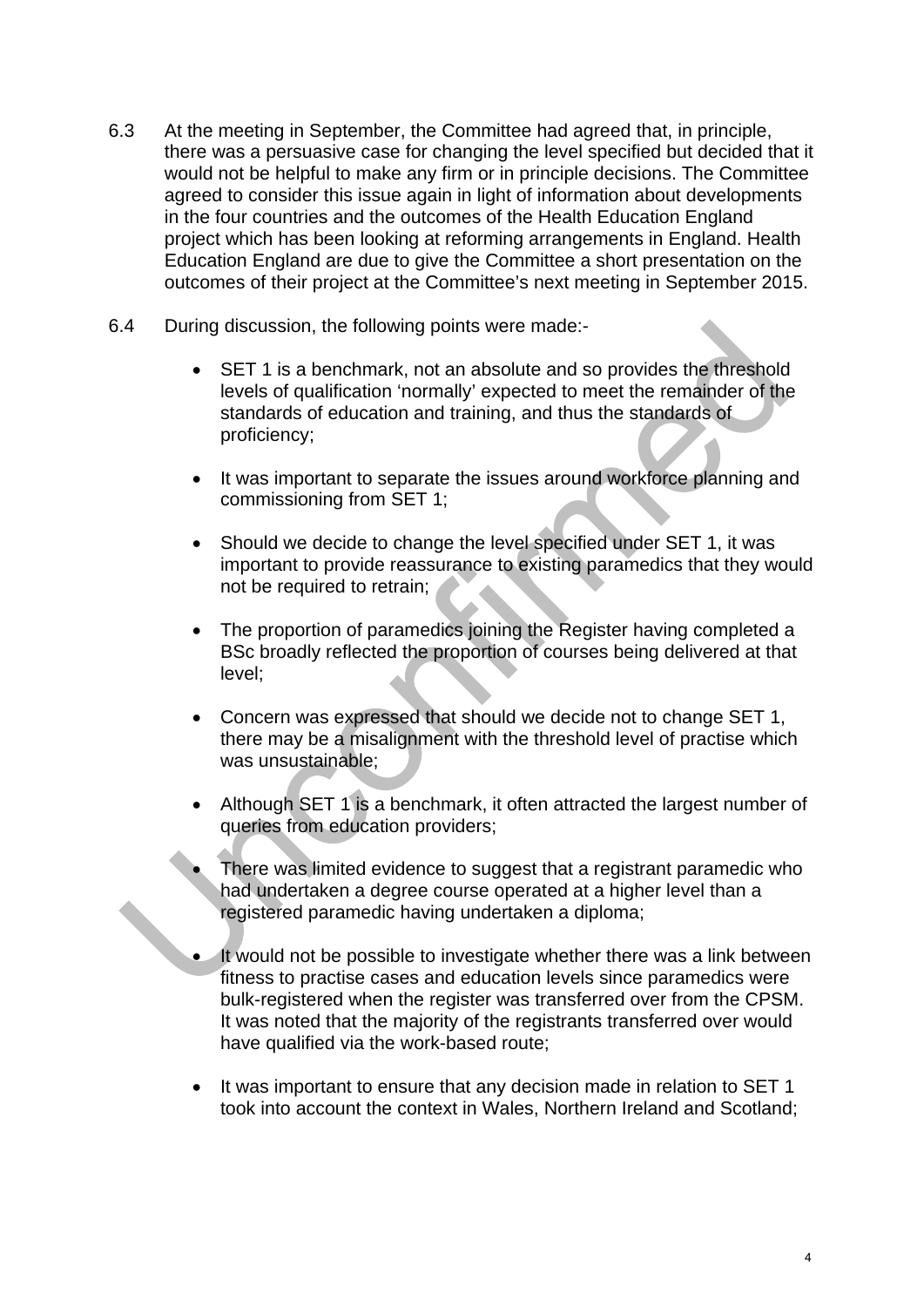6.3 At the meeting in September, the Committee had agreed that, in principle, there was a persuasive case for changing the level specified but decided that it would not be helpful to make any firm or in principle decisions. The Committee agreed to consider this issue again in light of information about developments in the four countries and the outcomes of the Health Education England project which has been looking at reforming arrangements in England. Health Education England are due to give the Committee a short presentation on the outcomes of their project at the Committee's next meeting in September 2015.

6.4 During discussion, the following points were made:-

- SET 1 is a benchmark, not an absolute and so provides the threshold levels of qualification 'normally' expected to meet the remainder of the standards of education and training, and thus the standards of proficiency;

- It was important to separate the issues around workforce planning and commissioning from SET 1;

- Should we decide to change the level specified under SET 1, it was important to provide reassurance to existing paramedics that they would not be required to retrain;

- The proportion of paramedics joining the Register having completed a BSc broadly reflected the proportion of courses being delivered at that level;

- Concern was expressed that should we decide not to change SET 1, there may be a misalignment with the threshold level of practise which was unsustainable;

- Although SET 1 is a benchmark, it often attracted the largest number of queries from education providers;

- There was limited evidence to suggest that a registrant paramedic who had undertaken a degree course operated at a higher level than a registered paramedic having undertaken a diploma;

- It would not be possible to investigate whether there was a link between fitness to practise cases and education levels since paramedics were bulk-registered when the register was transferred over from the CPSM. It was noted that the majority of the registrants transferred over would have qualified via the work-based route;

- It was important to ensure that any decision made in relation to SET 1 took into account the context in Wales, Northern Ireland and Scotland;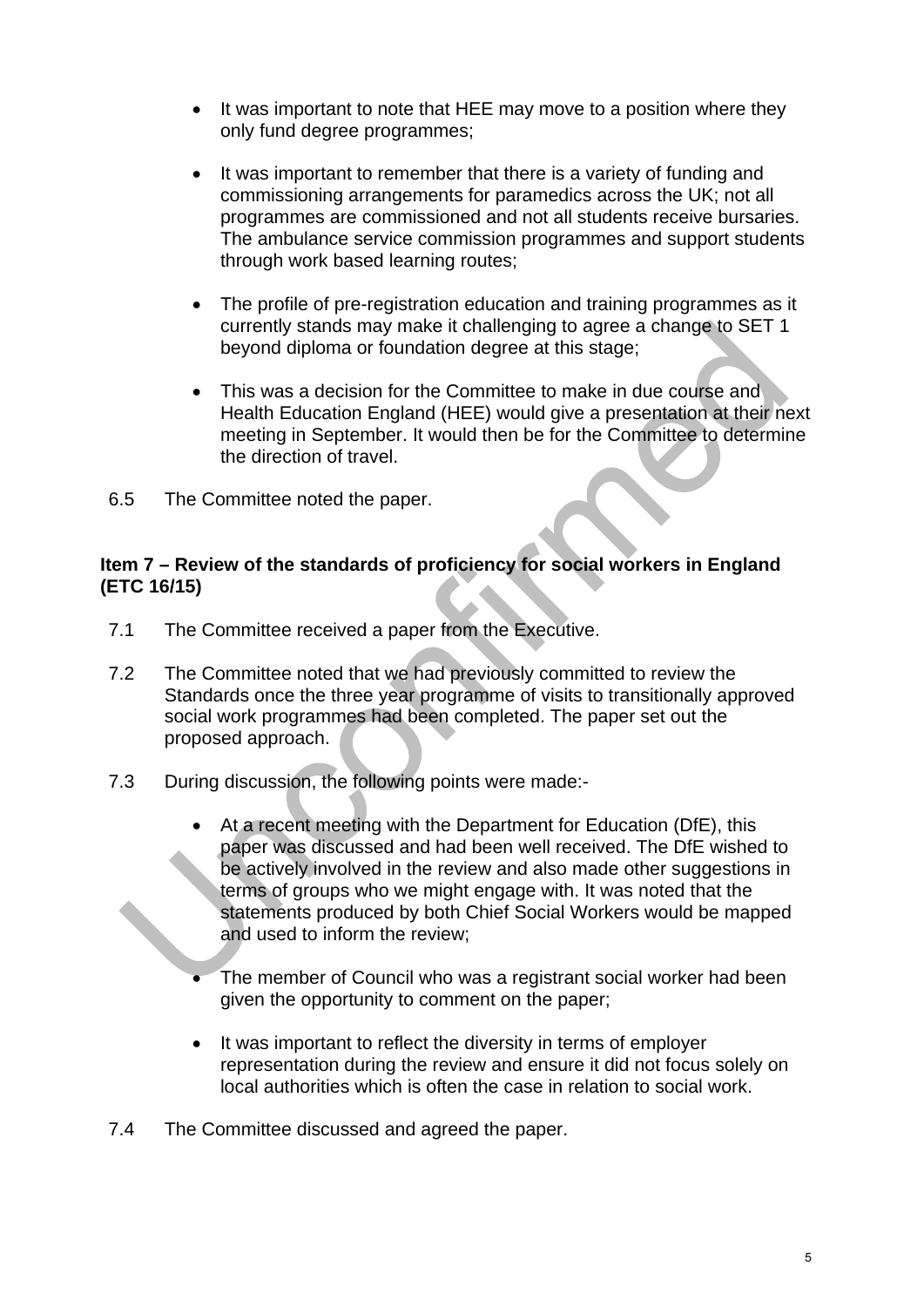- It was important to note that HEE may move to a position where they only fund degree programmes;

- It was important to remember that there is a variety of funding and commissioning arrangements for paramedics across the UK; not all programmes are commissioned and not all students receive bursaries. The ambulance service commission programmes and support students through work based learning routes;

- The profile of pre-registration education and training programmes as it currently stands may make it challenging to agree a change to SET 1 beyond diploma or foundation degree at this stage;

- This was a decision for the Committee to make in due course and Health Education England (HEE) would give a presentation at their next meeting in September. It would then be for the Committee to determine the direction of travel.

6.5 The Committee noted the paper.

**Item 7 – Review of the standards of proficiency for social workers in England (ETC 16/15)**

7.1 The Committee received a paper from the Executive.

7.2 The Committee noted that we had previously committed to review the Standards once the three year programme of visits to transitionally approved social work programmes had been completed. The paper set out the proposed approach.

7.3 During discussion, the following points were made:-

- At a recent meeting with the Department for Education (DfE), this paper was discussed and had been well received. The DfE wished to be actively involved in the review and also made other suggestions in terms of groups who we might engage with. It was noted that the statements produced by both Chief Social Workers would be mapped and used to inform the review;

- The member of Council who was a registrant social worker had been given the opportunity to comment on the paper;

- It was important to reflect the diversity in terms of employer representation during the review and ensure it did not focus solely on local authorities which is often the case in relation to social work.

7.4 The Committee discussed and agreed the paper.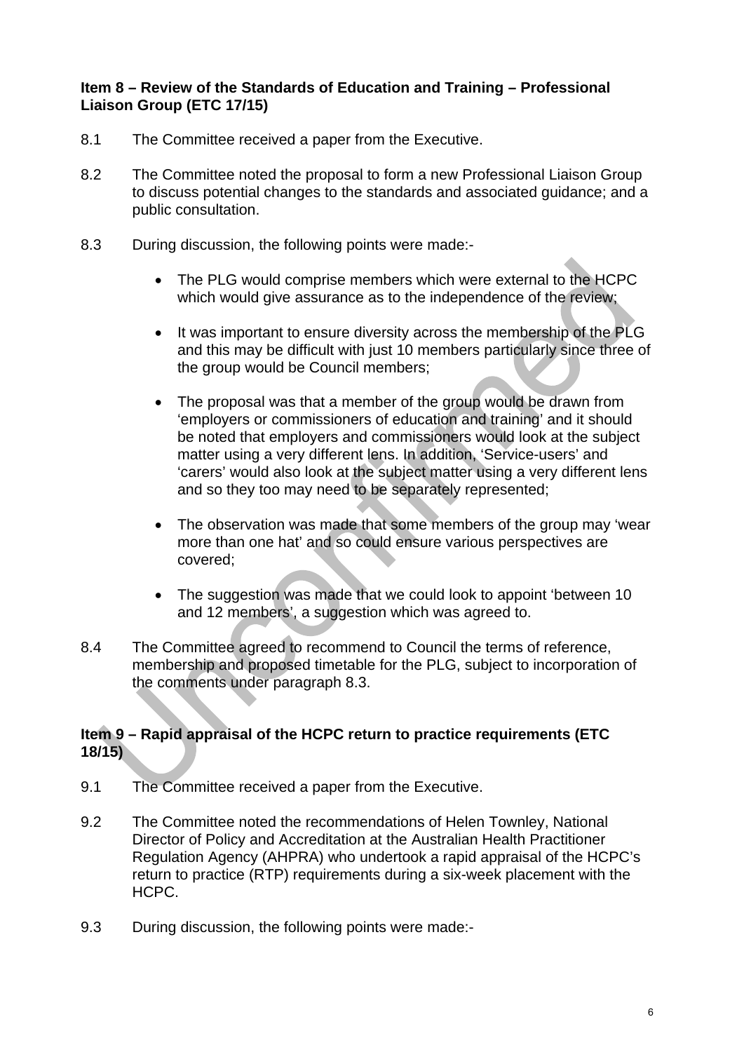**Item 8 – Review of the Standards of Education and Training – Professional Liaison Group (ETC 17/15)**

8.1 The Committee received a paper from the Executive.

8.2 The Committee noted the proposal to form a new Professional Liaison Group to discuss potential changes to the standards and associated guidance; and a public consultation.

8.3 During discussion, the following points were made:-

- The PLG would comprise members which were external to the HCPC which would give assurance as to the independence of the review;
- It was important to ensure diversity across the membership of the PLG and this may be difficult with just 10 members particularly since three of the group would be Council members;
- The proposal was that a member of the group would be drawn from 'employers or commissioners of education and training' and it should be noted that employers and commissioners would look at the subject matter using a very different lens. In addition, 'Service-users' and 'carers' would also look at the subject matter using a very different lens and so they too may need to be separately represented;
- The observation was made that some members of the group may 'wear more than one hat' and so could ensure various perspectives are covered;
- The suggestion was made that we could look to appoint 'between 10 and 12 members', a suggestion which was agreed to.

8.4 The Committee agreed to recommend to Council the terms of reference, membership and proposed timetable for the PLG, subject to incorporation of the comments under paragraph 8.3.

**Item 9 – Rapid appraisal of the HCPC return to practice requirements (ETC 18/15)**

9.1 The Committee received a paper from the Executive.

9.2 The Committee noted the recommendations of Helen Townley, National Director of Policy and Accreditation at the Australian Health Practitioner Regulation Agency (AHPRA) who undertook a rapid appraisal of the HCPC's return to practice (RTP) requirements during a six-week placement with the HCPC.

9.3 During discussion, the following points were made:-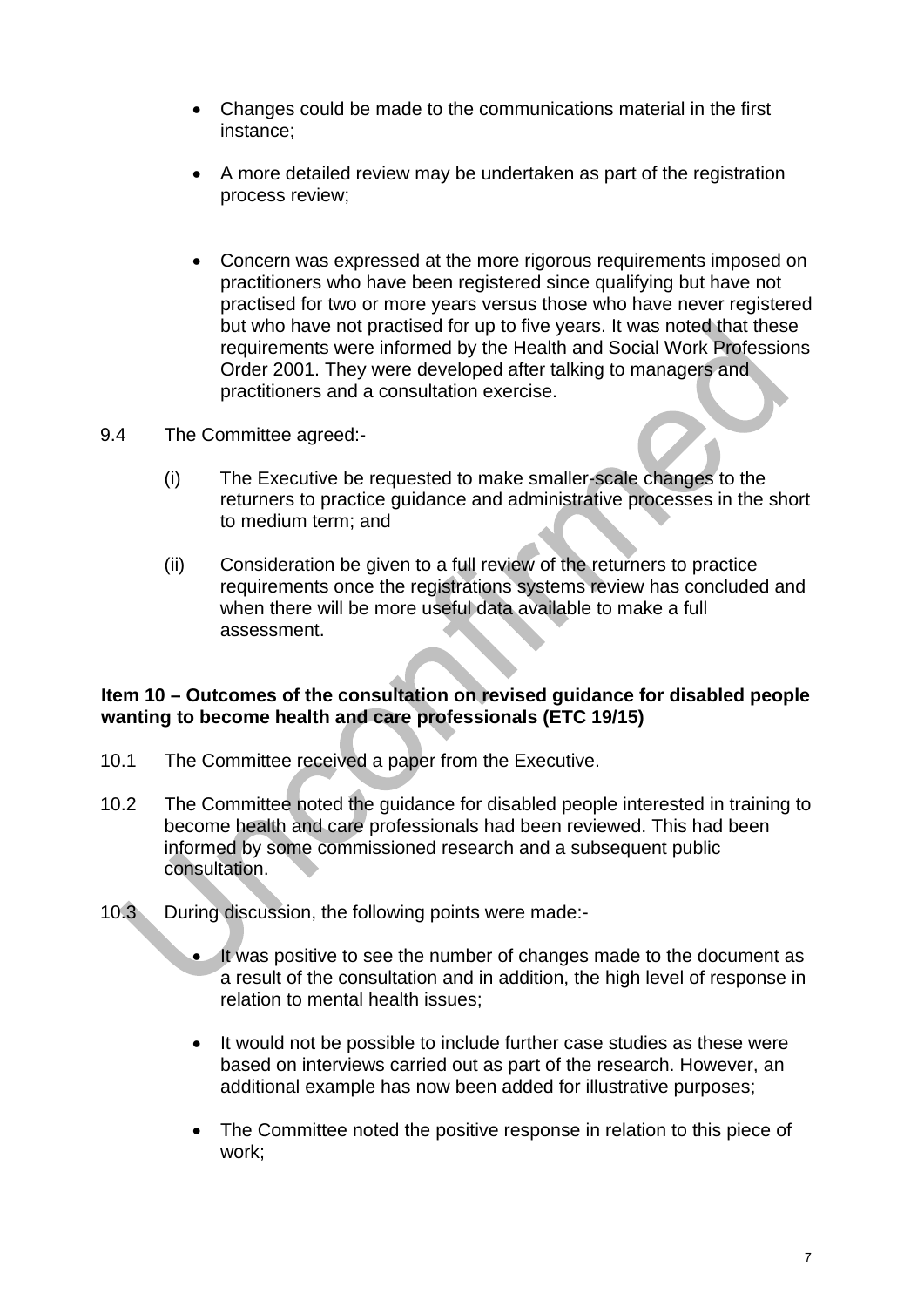- Changes could be made to the communications material in the first instance;

- A more detailed review may be undertaken as part of the registration process review;

- Concern was expressed at the more rigorous requirements imposed on practitioners who have been registered since qualifying but have not practised for two or more years versus those who have never registered but who have not practised for up to five years. It was noted that these requirements were informed by the Health and Social Work Professions Order 2001. They were developed after talking to managers and practitioners and a consultation exercise.

9.4 The Committee agreed:-

(i) The Executive be requested to make smaller-scale changes to the returners to practice guidance and administrative processes in the short to medium term; and

(ii) Consideration be given to a full review of the returners to practice requirements once the registrations systems review has concluded and when there will be more useful data available to make a full assessment.

**Item 10 – Outcomes of the consultation on revised guidance for disabled people wanting to become health and care professionals (ETC 19/15)**

10.1 The Committee received a paper from the Executive.

10.2 The Committee noted the guidance for disabled people interested in training to become health and care professionals had been reviewed. This had been informed by some commissioned research and a subsequent public consultation.

10.3 During discussion, the following points were made:-

- It was positive to see the number of changes made to the document as a result of the consultation and in addition, the high level of response in relation to mental health issues;

- It would not be possible to include further case studies as these were based on interviews carried out as part of the research. However, an additional example has now been added for illustrative purposes;

- The Committee noted the positive response in relation to this piece of work;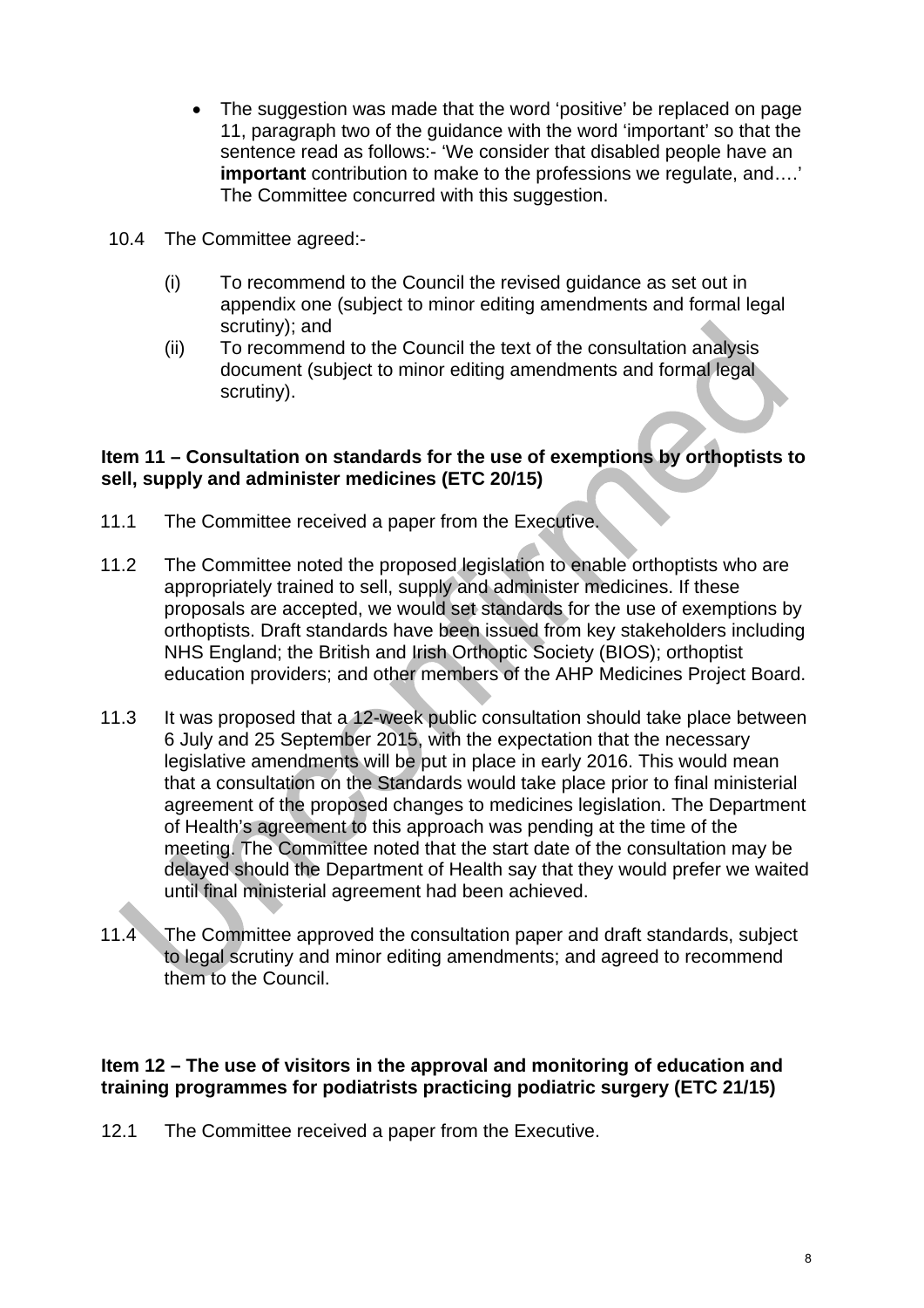- The suggestion was made that the word 'positive' be replaced on page 11, paragraph two of the guidance with the word 'important' so that the sentence read as follows:- 'We consider that disabled people have an **important** contribution to make to the professions we regulate, and….' The Committee concurred with this suggestion.

10.4 The Committee agreed:-

(i) To recommend to the Council the revised guidance as set out in appendix one (subject to minor editing amendments and formal legal scrutiny); and

(ii) To recommend to the Council the text of the consultation analysis document (subject to minor editing amendments and formal legal scrutiny).

**Item 11 – Consultation on standards for the use of exemptions by orthoptists to sell, supply and administer medicines (ETC 20/15)**

11.1 The Committee received a paper from the Executive.

11.2 The Committee noted the proposed legislation to enable orthoptists who are appropriately trained to sell, supply and administer medicines. If these proposals are accepted, we would set standards for the use of exemptions by orthoptists. Draft standards have been issued from key stakeholders including NHS England; the British and Irish Orthoptic Society (BIOS); orthoptist education providers; and other members of the AHP Medicines Project Board.

11.3 It was proposed that a 12-week public consultation should take place between 6 July and 25 September 2015, with the expectation that the necessary legislative amendments will be put in place in early 2016. This would mean that a consultation on the Standards would take place prior to final ministerial agreement of the proposed changes to medicines legislation. The Department of Health's agreement to this approach was pending at the time of the meeting. The Committee noted that the start date of the consultation may be delayed should the Department of Health say that they would prefer we waited until final ministerial agreement had been achieved.

11.4 The Committee approved the consultation paper and draft standards, subject to legal scrutiny and minor editing amendments; and agreed to recommend them to the Council.

**Item 12 – The use of visitors in the approval and monitoring of education and training programmes for podiatrists practicing podiatric surgery (ETC 21/15)**

12.1 The Committee received a paper from the Executive.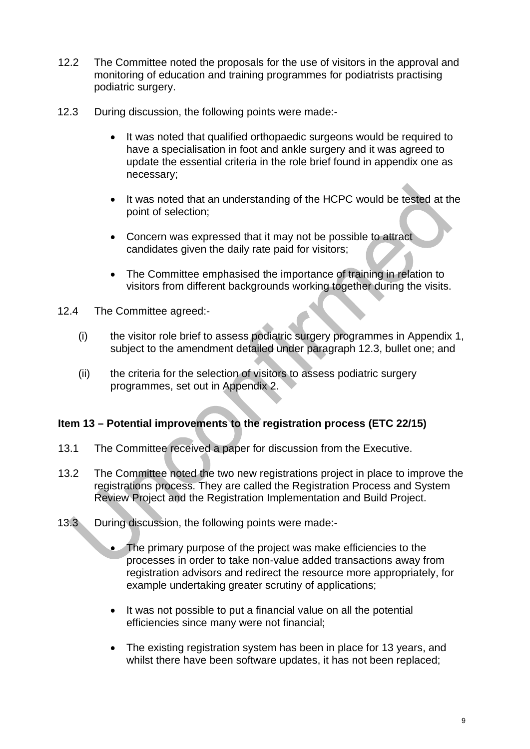12.2 The Committee noted the proposals for the use of visitors in the approval and monitoring of education and training programmes for podiatrists practising podiatric surgery.

12.3 During discussion, the following points were made:-

- It was noted that qualified orthopaedic surgeons would be required to have a specialisation in foot and ankle surgery and it was agreed to update the essential criteria in the role brief found in appendix one as necessary;
- It was noted that an understanding of the HCPC would be tested at the point of selection;
- Concern was expressed that it may not be possible to attract candidates given the daily rate paid for visitors;
- The Committee emphasised the importance of training in relation to visitors from different backgrounds working together during the visits.

12.4 The Committee agreed:-

(i) the visitor role brief to assess podiatric surgery programmes in Appendix 1, subject to the amendment detailed under paragraph 12.3, bullet one; and

(ii) the criteria for the selection of visitors to assess podiatric surgery programmes, set out in Appendix 2.

**Item 13 – Potential improvements to the registration process (ETC 22/15)**

13.1 The Committee received a paper for discussion from the Executive.

13.2 The Committee noted the two new registrations project in place to improve the registrations process. They are called the Registration Process and System Review Project and the Registration Implementation and Build Project.

13.3 During discussion, the following points were made:-

- The primary purpose of the project was make efficiencies to the processes in order to take non-value added transactions away from registration advisors and redirect the resource more appropriately, for example undertaking greater scrutiny of applications;
- It was not possible to put a financial value on all the potential efficiencies since many were not financial;
- The existing registration system has been in place for 13 years, and whilst there have been software updates, it has not been replaced;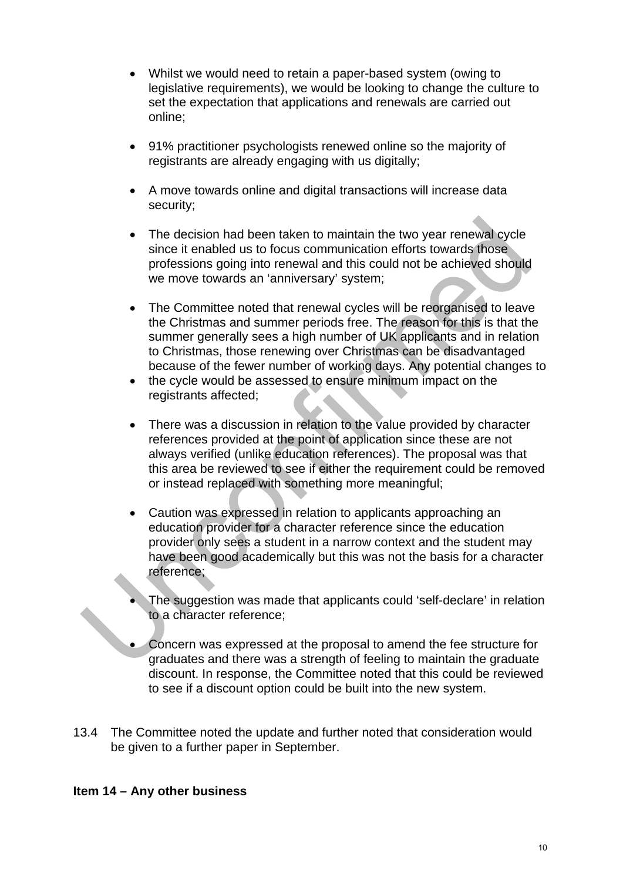- Whilst we would need to retain a paper-based system (owing to legislative requirements), we would be looking to change the culture to set the expectation that applications and renewals are carried out online;

- 91% practitioner psychologists renewed online so the majority of registrants are already engaging with us digitally;

- A move towards online and digital transactions will increase data security;

- The decision had been taken to maintain the two year renewal cycle since it enabled us to focus communication efforts towards those professions going into renewal and this could not be achieved should we move towards an 'anniversary' system;

- The Committee noted that renewal cycles will be reorganised to leave the Christmas and summer periods free. The reason for this is that the summer generally sees a high number of UK applicants and in relation to Christmas, those renewing over Christmas can be disadvantaged because of the fewer number of working days. Any potential changes to
- the cycle would be assessed to ensure minimum impact on the registrants affected;

- There was a discussion in relation to the value provided by character references provided at the point of application since these are not always verified (unlike education references). The proposal was that this area be reviewed to see if either the requirement could be removed or instead replaced with something more meaningful;

- Caution was expressed in relation to applicants approaching an education provider for a character reference since the education provider only sees a student in a narrow context and the student may have been good academically but this was not the basis for a character reference;

- The suggestion was made that applicants could 'self-declare' in relation to a character reference;

- Concern was expressed at the proposal to amend the fee structure for graduates and there was a strength of feeling to maintain the graduate discount. In response, the Committee noted that this could be reviewed to see if a discount option could be built into the new system.

13.4 The Committee noted the update and further noted that consideration would be given to a further paper in September.

**Item 14 – Any other business**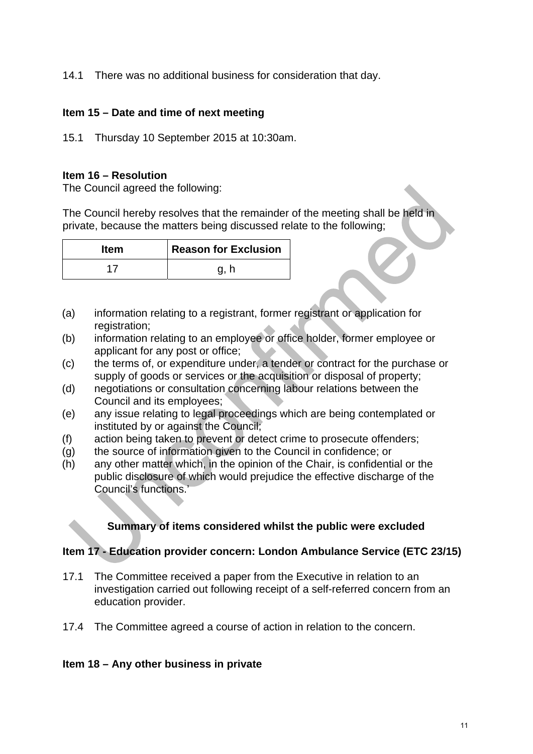14.1 There was no additional business for consideration that day.

**Item 15 – Date and time of next meeting**

15.1 Thursday 10 September 2015 at 10:30am.

**Item 16 – Resolution**

The Council agreed the following:

The Council hereby resolves that the remainder of the meeting shall be held in private, because the matters being discussed relate to the following;

| Item | Reason for Exclusion |
|---|---|
| 17 | g, h |

(a) information relating to a registrant, former registrant or application for registration;
(b) information relating to an employee or office holder, former employee or applicant for any post or office;
(c) the terms of, or expenditure under, a tender or contract for the purchase or supply of goods or services or the acquisition or disposal of property;
(d) negotiations or consultation concerning labour relations between the Council and its employees;
(e) any issue relating to legal proceedings which are being contemplated or instituted by or against the Council;
(f) action being taken to prevent or detect crime to prosecute offenders;
(g) the source of information given to the Council in confidence; or
(h) any other matter which, in the opinion of the Chair, is confidential or the public disclosure of which would prejudice the effective discharge of the Council's functions.'

**Summary of items considered whilst the public were excluded**

**Item 17 - Education provider concern: London Ambulance Service (ETC 23/15)**

17.1 The Committee received a paper from the Executive in relation to an investigation carried out following receipt of a self-referred concern from an education provider.

17.4 The Committee agreed a course of action in relation to the concern.

**Item 18 – Any other business in private**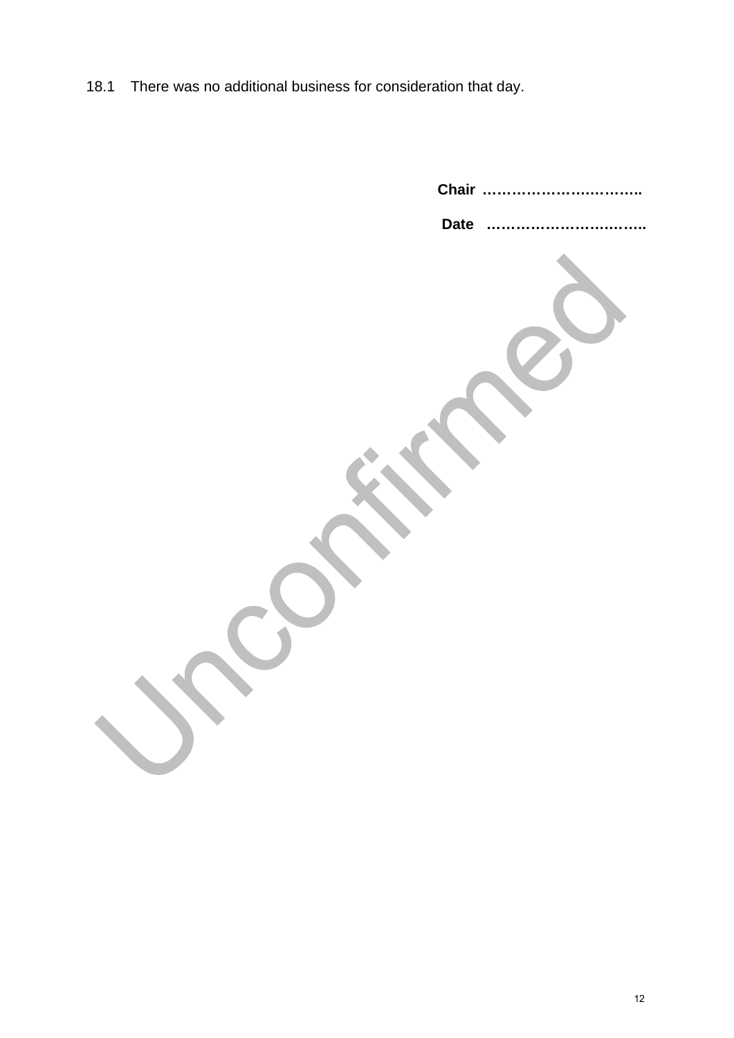18.1 There was no additional business for consideration that day.

**Chair** ……………………..……..

**Date** ……………………..……..

Unconfirmed